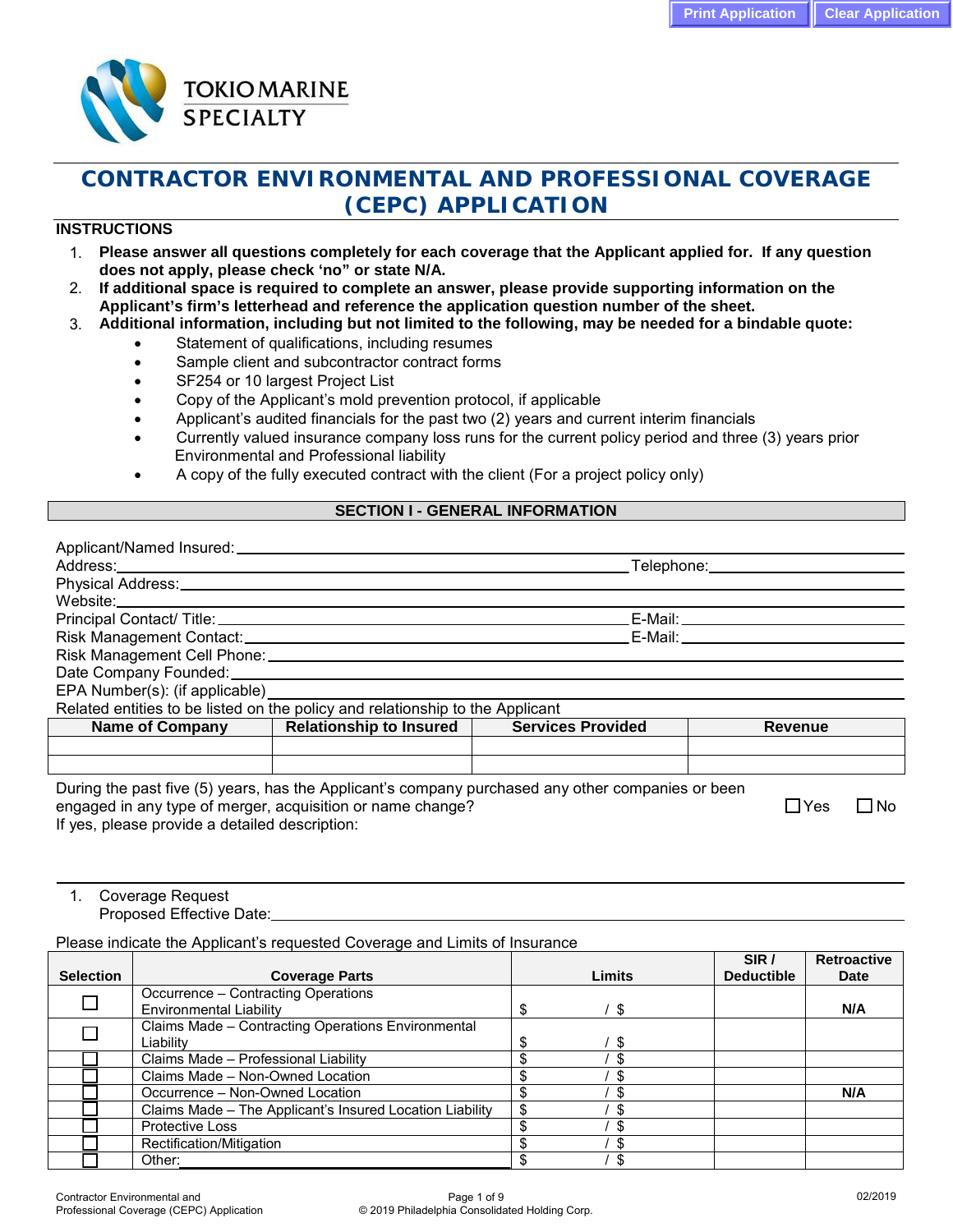TOKIO MARINE SPECIALTY

# CONTRACTOR ENVIRONMENTAL AND PROFESSIONAL COVERAGE (CEPC) APPLICATION

## INSTRUCTIONS

1. **Please answer all questions completely for each coverage that the Applicant applied for. If any question does not apply, please check 'no" or state N/A.**
2. **If additional space is required to complete an answer, please provide supporting information on the Applicant's firm's letterhead and reference the application question number of the sheet.**
3. **Additional information, including but not limited to the following, may be needed for a bindable quote:**
   - Statement of qualifications, including resumes
   - Sample client and subcontractor contract forms
   - SF254 or 10 largest Project List
   - Copy of the Applicant's mold prevention protocol, if applicable
   - Applicant's audited financials for the past two (2) years and current interim financials
   - Currently valued insurance company loss runs for the current policy period and three (3) years prior Environmental and Professional liability
   - A copy of the fully executed contract with the client (For a project policy only)

## SECTION I - GENERAL INFORMATION

Applicant/Named Insured: ______________________________

Address: ______________________________ Telephone: ______________________________

Physical Address: ______________________________

Website: ______________________________

Principal Contact/ Title: ______________________________ E-Mail: ______________________________

Risk Management Contact: ______________________________ E-Mail: ______________________________

Risk Management Cell Phone: ______________________________

Date Company Founded: ______________________________

EPA Number(s): (if applicable) ______________________________

Related entities to be listed on the policy and relationship to the Applicant

| Name of Company | Relationship to Insured | Services Provided | Revenue |
|---|---|---|---|
| | | | |
| | | | |

During the past five (5) years, has the Applicant's company purchased any other companies or been engaged in any type of merger, acquisition or name change? ☐ Yes ☐ No

If yes, please provide a detailed description:

______________________________

1. Coverage Request

   Proposed Effective Date: ______________________________

Please indicate the Applicant's requested Coverage and Limits of Insurance

| Selection | Coverage Parts | Limits | SIR / Deductible | Retroactive Date |
|---|---|---|---|---|
| ☐ | Occurrence – Contracting Operations Environmental Liability | $ / $ | | N/A |
| ☐ | Claims Made – Contracting Operations Environmental Liability | $ / $ | | |
| ☐ | Claims Made – Professional Liability | $ / $ | | |
| ☐ | Claims Made – Non-Owned Location | $ / $ | | |
| ☐ | Occurrence – Non-Owned Location | $ / $ | | N/A |
| ☐ | Claims Made – The Applicant's Insured Location Liability | $ / $ | | |
| ☐ | Protective Loss | $ / $ | | |
| ☐ | Rectification/Mitigation | $ / $ | | |
| ☐ | Other: ______________ | $ / $ | | |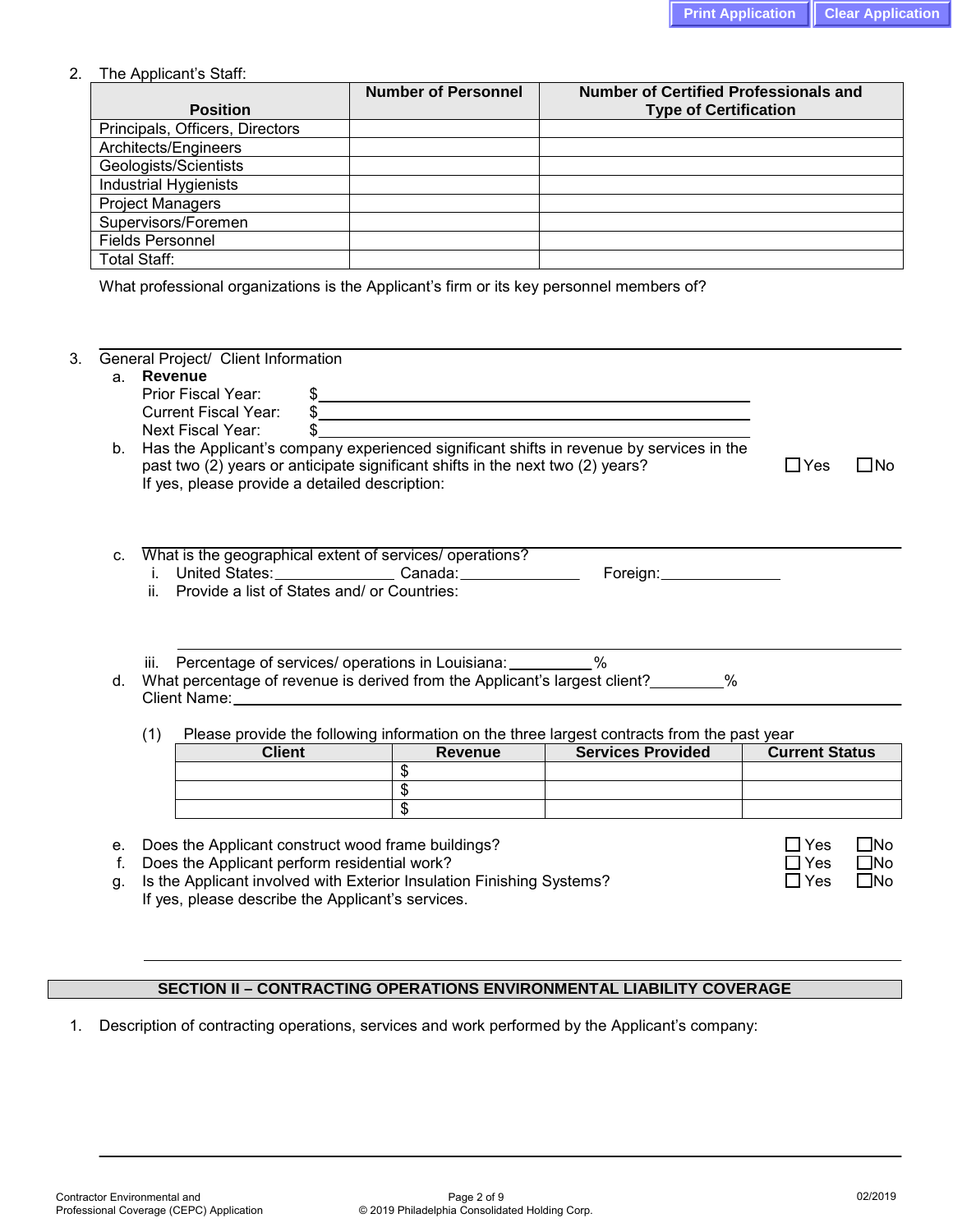2. The Applicant's Staff:

| Position | Number of Personnel | Number of Certified Professionals and Type of Certification |
|---|---|---|
| Principals, Officers, Directors | | |
| Architects/Engineers | | |
| Geologists/Scientists | | |
| Industrial Hygienists | | |
| Project Managers | | |
| Supervisors/Foremen | | |
| Fields Personnel | | |
| Total Staff: | | |

What professional organizations is the Applicant's firm or its key personnel members of?

3. General Project/ Client Information

   a. **Revenue**

      Prior Fiscal Year: $____________________

      Current Fiscal Year: $____________________

      Next Fiscal Year: $____________________

   b. Has the Applicant's company experienced significant shifts in revenue by services in the past two (2) years or anticipate significant shifts in the next two (2) years? ☐ Yes ☐ No

      If yes, please provide a detailed description:

   c. What is the geographical extent of services/ operations?

      i. United States:______________ Canada:______________ Foreign:______________

      ii. Provide a list of States and/ or Countries:

      iii. Percentage of services/ operations in Louisiana:__________%

   d. What percentage of revenue is derived from the Applicant's largest client?________%

      Client Name:____________________

      (1) Please provide the following information on the three largest contracts from the past year

| Client | Revenue | Services Provided | Current Status |
|---|---|---|---|
| | $ | | |
| | $ | | |
| | $ | | |

   e. Does the Applicant construct wood frame buildings? ☐ Yes ☐ No

   f. Does the Applicant perform residential work? ☐ Yes ☐ No

   g. Is the Applicant involved with Exterior Insulation Finishing Systems? ☐ Yes ☐ No

      If yes, please describe the Applicant's services.

## SECTION II – CONTRACTING OPERATIONS ENVIRONMENTAL LIABILITY COVERAGE

1. Description of contracting operations, services and work performed by the Applicant's company: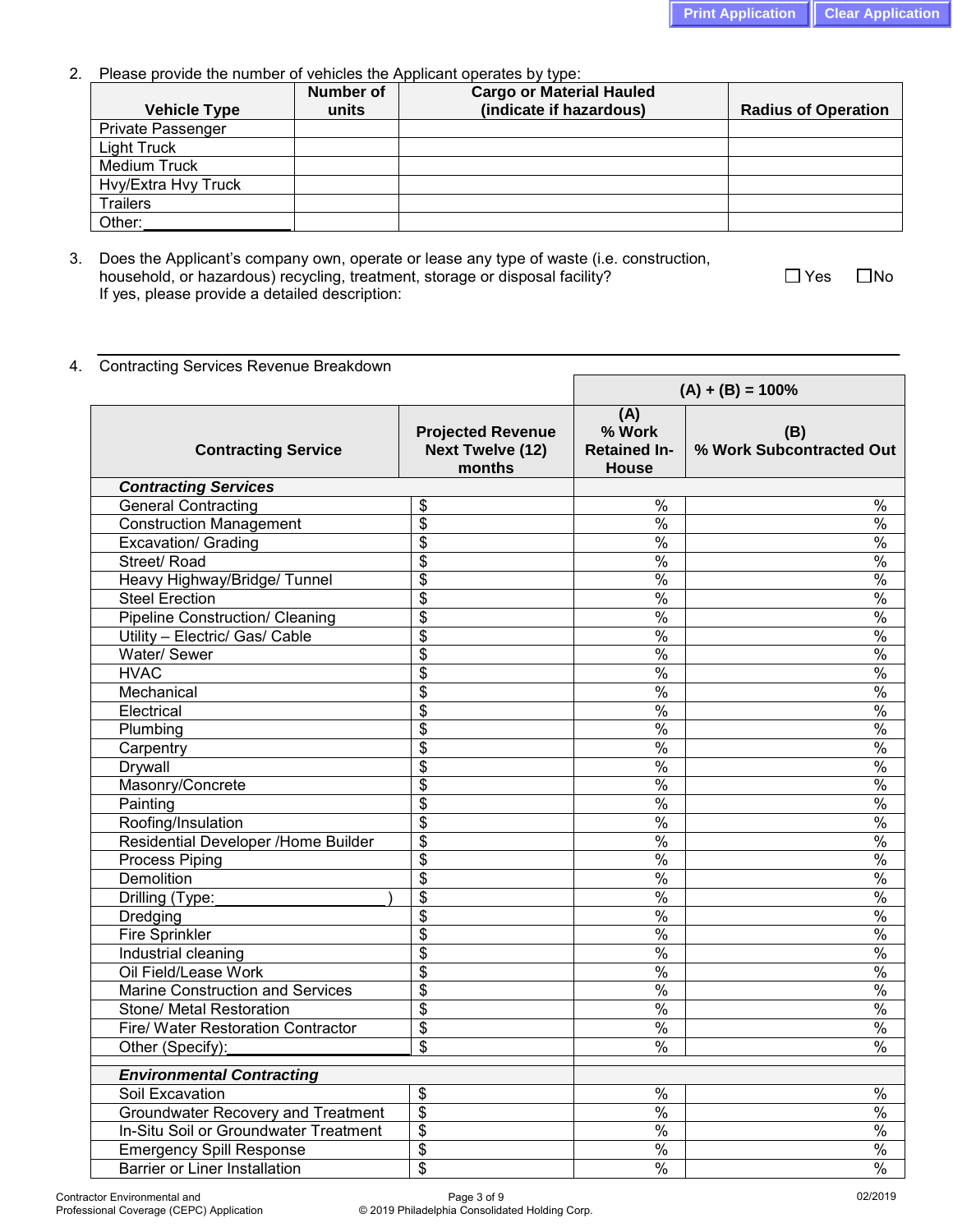2. Please provide the number of vehicles the Applicant operates by type:

| Vehicle Type | Number of units | Cargo or Material Hauled (indicate if hazardous) | Radius of Operation |
|---|---|---|---|
| Private Passenger | | | |
| Light Truck | | | |
| Medium Truck | | | |
| Hvy/Extra Hvy Truck | | | |
| Trailers | | | |
| Other:________________ | | | |

3. Does the Applicant's company own, operate or lease any type of waste (i.e. construction, household, or hazardous) recycling, treatment, storage or disposal facility? ☐ Yes ☐ No
   If yes, please provide a detailed description:

___________________________________________________________________________

4. Contracting Services Revenue Breakdown

| Contracting Service | Projected Revenue Next Twelve (12) months | (A) + (B) = 100% | |
|---|---|---|---|
| | | (A) % Work Retained In-House | (B) % Work Subcontracted Out |
| ***Contracting Services*** | | | |
| General Contracting | $ | % | % |
| Construction Management | $ | % | % |
| Excavation/ Grading | $ | % | % |
| Street/ Road | $ | % | % |
| Heavy Highway/Bridge/ Tunnel | $ | % | % |
| Steel Erection | $ | % | % |
| Pipeline Construction/ Cleaning | $ | % | % |
| Utility – Electric/ Gas/ Cable | $ | % | % |
| Water/ Sewer | $ | % | % |
| HVAC | $ | % | % |
| Mechanical | $ | % | % |
| Electrical | $ | % | % |
| Plumbing | $ | % | % |
| Carpentry | $ | % | % |
| Drywall | $ | % | % |
| Masonry/Concrete | $ | % | % |
| Painting | $ | % | % |
| Roofing/Insulation | $ | % | % |
| Residential Developer /Home Builder | $ | % | % |
| Process Piping | $ | % | % |
| Demolition | $ | % | % |
| Drilling (Type:____________________) | $ | % | % |
| Dredging | $ | % | % |
| Fire Sprinkler | $ | % | % |
| Industrial cleaning | $ | % | % |
| Oil Field/Lease Work | $ | % | % |
| Marine Construction and Services | $ | % | % |
| Stone/ Metal Restoration | $ | % | % |
| Fire/ Water Restoration Contractor | $ | % | % |
| Other (Specify):____________________ | $ | % | % |
| ***Environmental Contracting*** | | | |
| Soil Excavation | $ | % | % |
| Groundwater Recovery and Treatment | $ | % | % |
| In-Situ Soil or Groundwater Treatment | $ | % | % |
| Emergency Spill Response | $ | % | % |
| Barrier or Liner Installation | $ | % | % |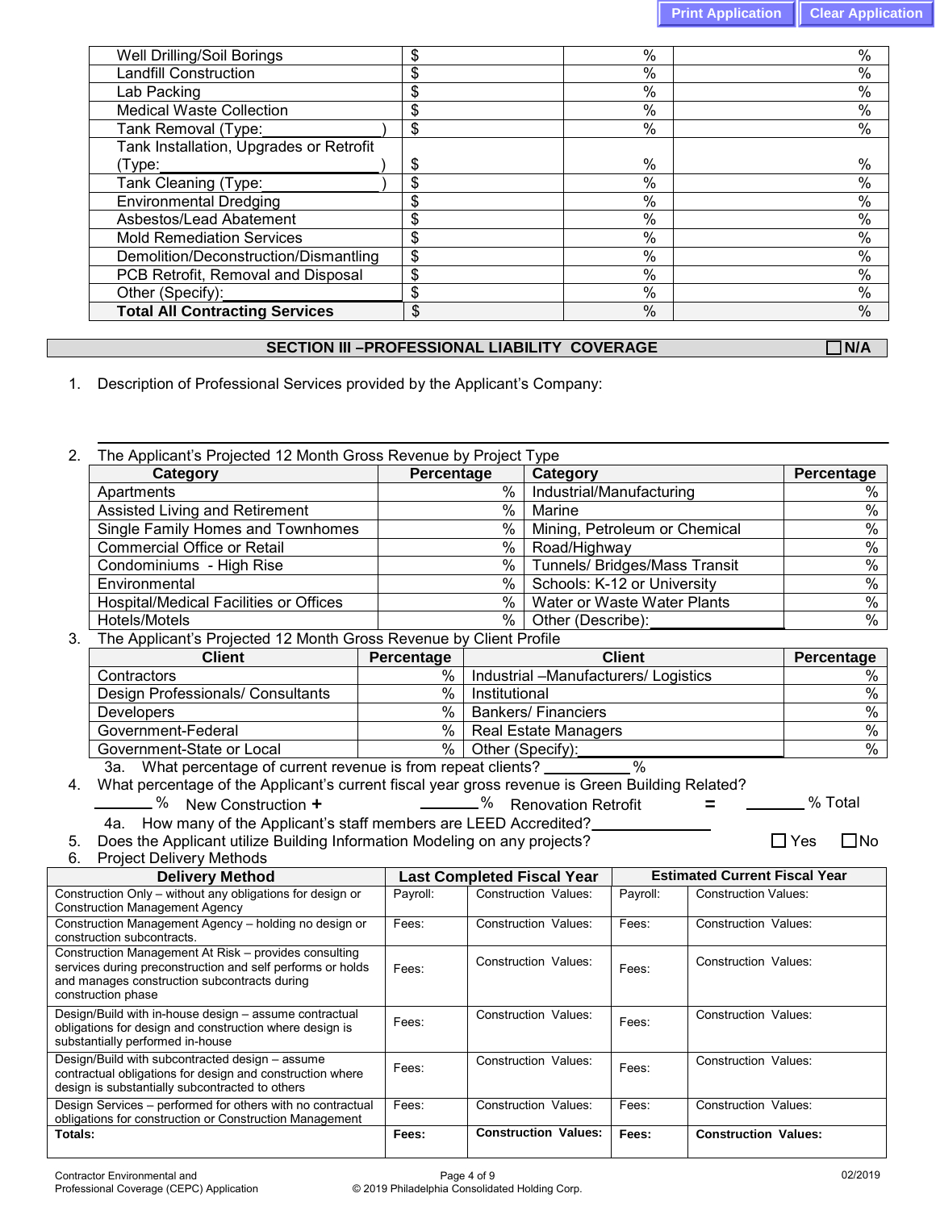| | | | |
|---|---|---|---|
| Well Drilling/Soil Borings | $ | % | % |
| Landfill Construction | $ | % | % |
| Lab Packing | $ | % | % |
| Medical Waste Collection | $ | % | % |
| Tank Removal (Type:_____________) | $ | % | % |
| Tank Installation, Upgrades or Retrofit (Type:_____________) | $ | % | % |
| Tank Cleaning (Type:_____________) | $ | % | % |
| Environmental Dredging | $ | % | % |
| Asbestos/Lead Abatement | $ | % | % |
| Mold Remediation Services | $ | % | % |
| Demolition/Deconstruction/Dismantling | $ | % | % |
| PCB Retrofit, Removal and Disposal | $ | % | % |
| Other (Specify):_____________ | $ | % | % |
| **Total All Contracting Services** | $ | % | % |

## SECTION III –PROFESSIONAL LIABILITY COVERAGE ☐N/A

1. Description of Professional Services provided by the Applicant's Company:

_______________________________________________________________

2. The Applicant's Projected 12 Month Gross Revenue by Project Type

| Category | Percentage | Category | Percentage |
|---|---|---|---|
| Apartments | % | Industrial/Manufacturing | % |
| Assisted Living and Retirement | % | Marine | % |
| Single Family Homes and Townhomes | % | Mining, Petroleum or Chemical | % |
| Commercial Office or Retail | % | Road/Highway | % |
| Condominiums - High Rise | % | Tunnels/ Bridges/Mass Transit | % |
| Environmental | % | Schools: K-12 or University | % |
| Hospital/Medical Facilities or Offices | % | Water or Waste Water Plants | % |
| Hotels/Motels | % | Other (Describe):_____________ | % |

3. The Applicant's Projected 12 Month Gross Revenue by Client Profile

| Client | Percentage | Client | Percentage |
|---|---|---|---|
| Contractors | % | Industrial –Manufacturers/ Logistics | % |
| Design Professionals/ Consultants | % | Institutional | % |
| Developers | % | Bankers/ Financiers | % |
| Government-Federal | % | Real Estate Managers | % |
| Government-State or Local | % | Other (Specify):_____________ | % |

3a. What percentage of current revenue is from repeat clients? _________%

4. What percentage of the Applicant's current fiscal year gross revenue is Green Building Related?

_______% New Construction **+** _______% Renovation Retrofit **=** _______% Total

4a. How many of the Applicant's staff members are LEED Accredited?_____________

5. Does the Applicant utilize Building Information Modeling on any projects? ☐Yes ☐No

6. Project Delivery Methods

| Delivery Method | Last Completed Fiscal Year | | Estimated Current Fiscal Year | |
|---|---|---|---|---|
| Construction Only – without any obligations for design or Construction Management Agency | Payroll: | Construction Values: | Payroll: | Construction Values: |
| Construction Management Agency – holding no design or construction subcontracts. | Fees: | Construction Values: | Fees: | Construction Values: |
| Construction Management At Risk – provides consulting services during preconstruction and self performs or holds and manages construction subcontracts during construction phase | Fees: | Construction Values: | Fees: | Construction Values: |
| Design/Build with in-house design – assume contractual obligations for design and construction where design is substantially performed in-house | Fees: | Construction Values: | Fees: | Construction Values: |
| Design/Build with subcontracted design – assume contractual obligations for design and construction where design is substantially subcontracted to others | Fees: | Construction Values: | Fees: | Construction Values: |
| Design Services – performed for others with no contractual obligations for construction or Construction Management | Fees: | Construction Values: | Fees: | Construction Values: |
| **Totals:** | **Fees:** | **Construction Values:** | **Fees:** | **Construction Values:** |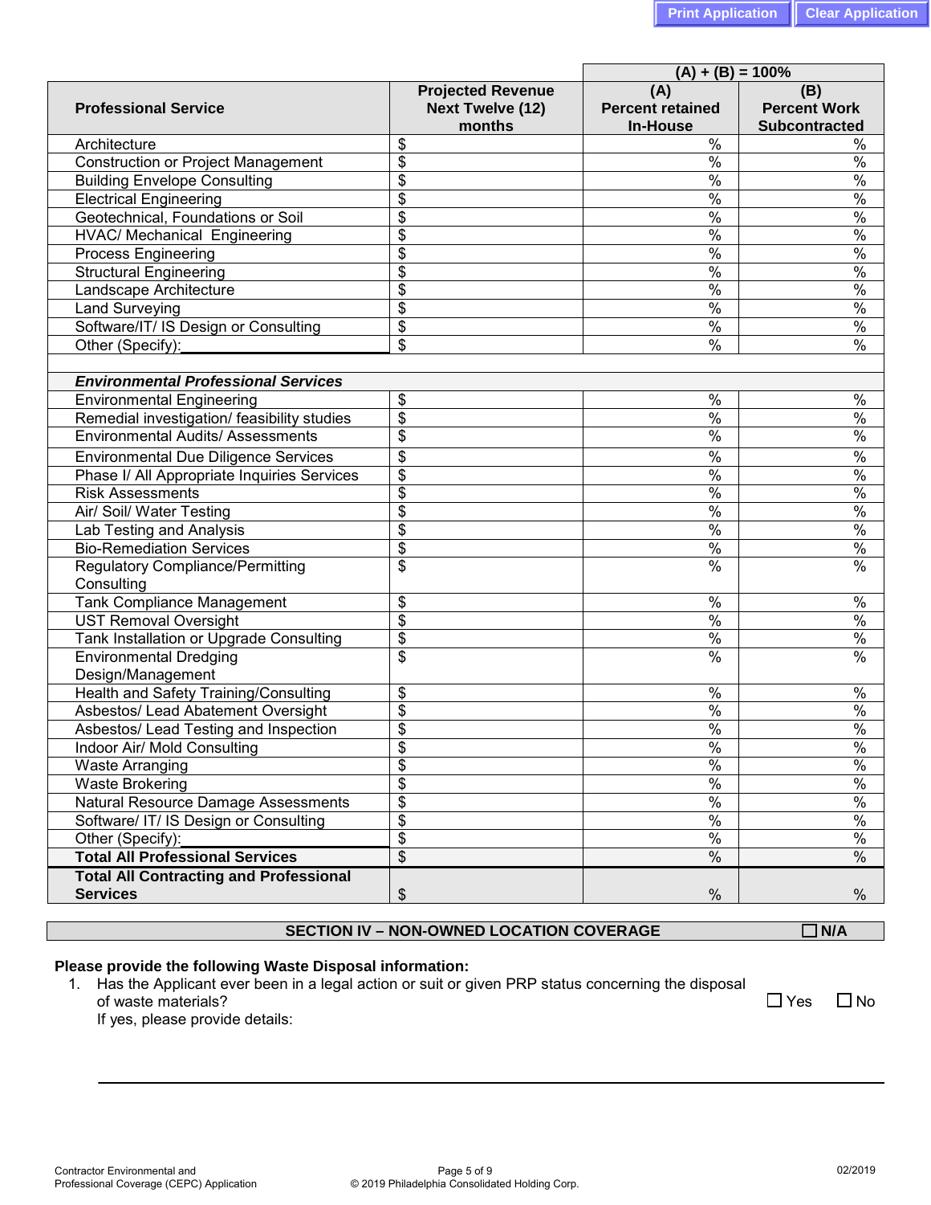| Professional Service | Projected Revenue Next Twelve (12) months | (A) + (B) = 100% | |
|---|---|---|---|
| | | (A) Percent retained In-House | (B) Percent Work Subcontracted |
| Architecture | $ | % | % |
| Construction or Project Management | $ | % | % |
| Building Envelope Consulting | $ | % | % |
| Electrical Engineering | $ | % | % |
| Geotechnical, Foundations or Soil | $ | % | % |
| HVAC/ Mechanical Engineering | $ | % | % |
| Process Engineering | $ | % | % |
| Structural Engineering | $ | % | % |
| Landscape Architecture | $ | % | % |
| Land Surveying | $ | % | % |
| Software/IT/ IS Design or Consulting | $ | % | % |
| Other (Specify):________________ | $ | % | % |
| | | | |
| ***Environmental Professional Services*** | | | |
| Environmental Engineering | $ | % | % |
| Remedial investigation/ feasibility studies | $ | % | % |
| Environmental Audits/ Assessments | $ | % | % |
| Environmental Due Diligence Services | $ | % | % |
| Phase I/ All Appropriate Inquiries Services | $ | % | % |
| Risk Assessments | $ | % | % |
| Air/ Soil/ Water Testing | $ | % | % |
| Lab Testing and Analysis | $ | % | % |
| Bio-Remediation Services | $ | % | % |
| Regulatory Compliance/Permitting Consulting | $ | % | % |
| Tank Compliance Management | $ | % | % |
| UST Removal Oversight | $ | % | % |
| Tank Installation or Upgrade Consulting | $ | % | % |
| Environmental Dredging Design/Management | $ | % | % |
| Health and Safety Training/Consulting | $ | % | % |
| Asbestos/ Lead Abatement Oversight | $ | % | % |
| Asbestos/ Lead Testing and Inspection | $ | % | % |
| Indoor Air/ Mold Consulting | $ | % | % |
| Waste Arranging | $ | % | % |
| Waste Brokering | $ | % | % |
| Natural Resource Damage Assessments | $ | % | % |
| Software/ IT/ IS Design or Consulting | $ | % | % |
| Other (Specify):________________ | $ | % | % |
| **Total All Professional Services** | $ | % | % |
| **Total All Contracting and Professional Services** | $ | % | % |

## SECTION IV – NON-OWNED LOCATION COVERAGE ☐ N/A

**Please provide the following Waste Disposal information:**

1. Has the Applicant ever been in a legal action or suit or given PRP status concerning the disposal of waste materials? ☐ Yes ☐ No

   If yes, please provide details:

   ______________________________________________________________________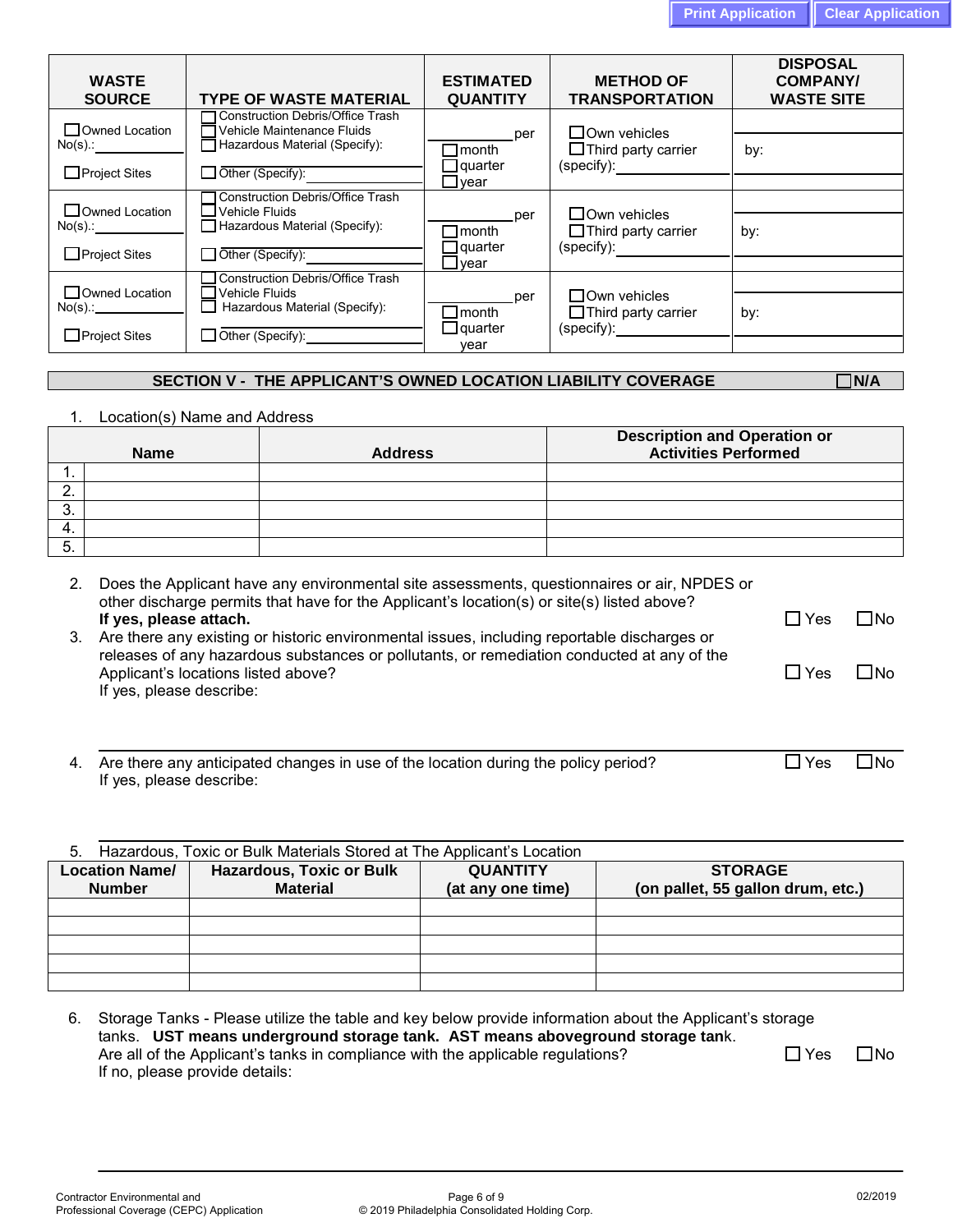| WASTE SOURCE | TYPE OF WASTE MATERIAL | ESTIMATED QUANTITY | METHOD OF TRANSPORTATION | DISPOSAL COMPANY/ WASTE SITE |
|---|---|---|---|---|
| ☐ Owned Location No(s).: \_\_\_\_\_\_\_\_\_\_ ☐ Project Sites | ☐ Construction Debris/Office Trash ☐ Vehicle Maintenance Fluids ☐ Hazardous Material (Specify): \_\_\_\_\_\_\_\_\_\_ ☐ Other (Specify): \_\_\_\_\_\_\_\_\_\_ | \_\_\_\_\_\_\_\_\_\_ per ☐ month ☐ quarter ☐ year | ☐ Own vehicles ☐ Third party carrier (specify): \_\_\_\_\_\_\_\_\_\_ | \_\_\_\_\_\_\_\_\_\_ by: \_\_\_\_\_\_\_\_\_\_ |
| ☐ Owned Location No(s).: \_\_\_\_\_\_\_\_\_\_ ☐ Project Sites | ☐ Construction Debris/Office Trash ☐ Vehicle Fluids ☐ Hazardous Material (Specify): \_\_\_\_\_\_\_\_\_\_ ☐ Other (Specify): \_\_\_\_\_\_\_\_\_\_ | \_\_\_\_\_\_\_\_\_\_ per ☐ month ☐ quarter ☐ year | ☐ Own vehicles ☐ Third party carrier (specify): \_\_\_\_\_\_\_\_\_\_ | \_\_\_\_\_\_\_\_\_\_ by: \_\_\_\_\_\_\_\_\_\_ |
| ☐ Owned Location No(s).: \_\_\_\_\_\_\_\_\_\_ ☐ Project Sites | ☐ Construction Debris/Office Trash ☐ Vehicle Fluids ☐ Hazardous Material (Specify): \_\_\_\_\_\_\_\_\_\_ ☐ Other (Specify): \_\_\_\_\_\_\_\_\_\_ | \_\_\_\_\_\_\_\_\_\_ per ☐ month ☐ quarter year | ☐ Own vehicles ☐ Third party carrier (specify): \_\_\_\_\_\_\_\_\_\_ | \_\_\_\_\_\_\_\_\_\_ by: \_\_\_\_\_\_\_\_\_\_ |

## SECTION V - THE APPLICANT'S OWNED LOCATION LIABILITY COVERAGE ☐ N/A

1. Location(s) Name and Address

| | Name | Address | Description and Operation or Activities Performed |
|---|---|---|---|
| 1. | | | |
| 2. | | | |
| 3. | | | |
| 4. | | | |
| 5. | | | |

2. Does the Applicant have any environmental site assessments, questionnaires or air, NPDES or other discharge permits that have for the Applicant's location(s) or site(s) listed above? **If yes, please attach.** ☐ Yes ☐ No

3. Are there any existing or historic environmental issues, including reportable discharges or releases of any hazardous substances or pollutants, or remediation conducted at any of the Applicant's locations listed above? ☐ Yes ☐ No
   If yes, please describe:

4. Are there any anticipated changes in use of the location during the policy period? ☐ Yes ☐ No
   If yes, please describe:

5. Hazardous, Toxic or Bulk Materials Stored at The Applicant's Location

| Location Name/ Number | Hazardous, Toxic or Bulk Material | QUANTITY (at any one time) | STORAGE (on pallet, 55 gallon drum, etc.) |
|---|---|---|---|
| | | | |
| | | | |
| | | | |
| | | | |
| | | | |

6. Storage Tanks - Please utilize the table and key below provide information about the Applicant's storage tanks. **UST means underground storage tank. AST means aboveground storage tank.**
   Are all of the Applicant's tanks in compliance with the applicable regulations? ☐ Yes ☐ No
   If no, please provide details: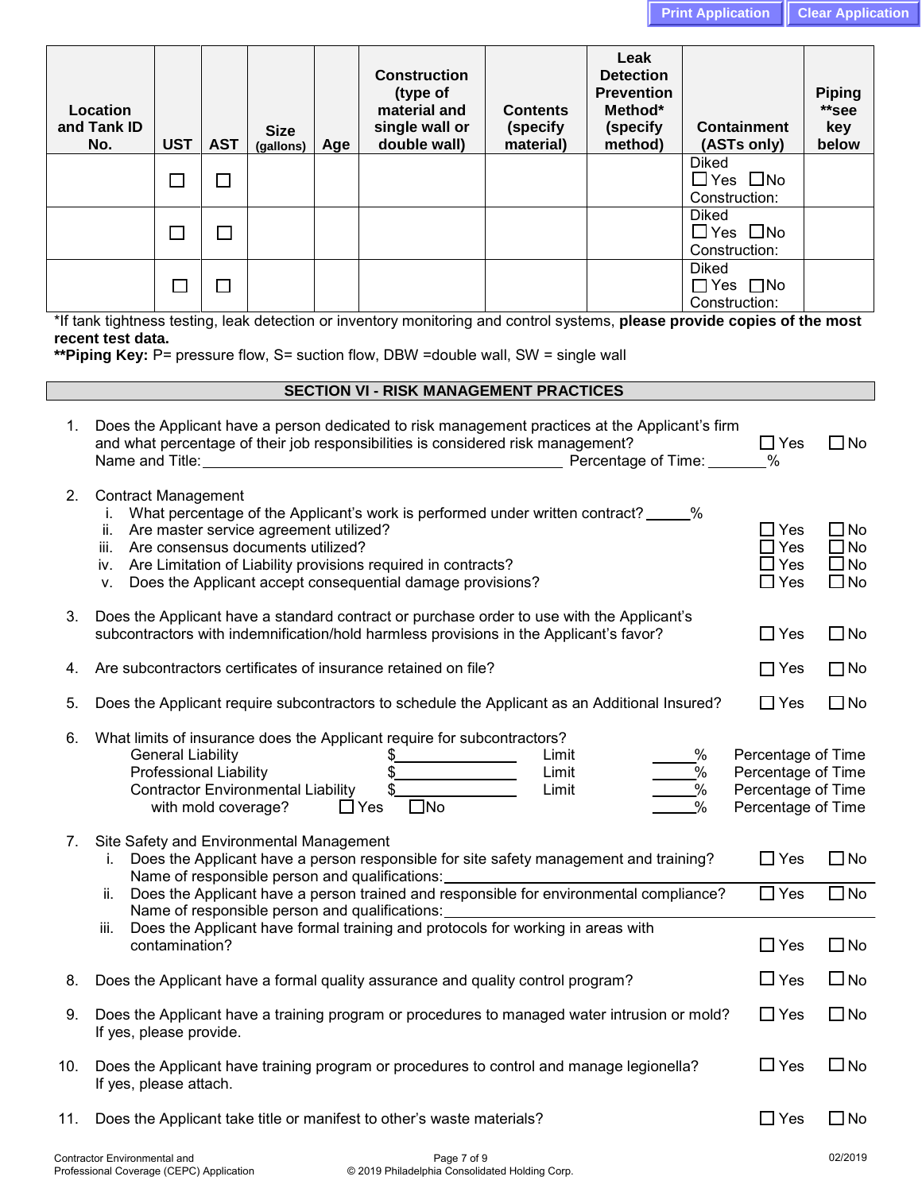| Location and Tank ID No. | UST | AST | Size (gallons) | Age | Construction (type of material and single wall or double wall) | Contents (specify material) | Leak Detection Prevention Method* (specify method) | Containment (ASTs only) | Piping **see key below |
|---|---|---|---|---|---|---|---|---|---|
| | ☐ | ☐ | | | | | | Diked ☐ Yes ☐ No Construction: | |
| | ☐ | ☐ | | | | | | Diked ☐ Yes ☐ No Construction: | |
| | ☐ | ☐ | | | | | | Diked ☐ Yes ☐ No Construction: | |

*If tank tightness testing, leak detection or inventory monitoring and control systems, **please provide copies of the most recent test data.**

****Piping Key:** P= pressure flow, S= suction flow, DBW =double wall, SW = single wall

## SECTION VI - RISK MANAGEMENT PRACTICES

1. Does the Applicant have a person dedicated to risk management practices at the Applicant's firm and what percentage of their job responsibilities is considered risk management? ☐ Yes ☐ No
   Name and Title: ______________________ Percentage of Time: ______%

2. Contract Management
   i. What percentage of the Applicant's work is performed under written contract? _____%
   ii. Are master service agreement utilized? ☐ Yes ☐ No
   iii. Are consensus documents utilized? ☐ Yes ☐ No
   iv. Are Limitation of Liability provisions required in contracts? ☐ Yes ☐ No
   v. Does the Applicant accept consequential damage provisions? ☐ Yes ☐ No

3. Does the Applicant have a standard contract or purchase order to use with the Applicant's subcontractors with indemnification/hold harmless provisions in the Applicant's favor? ☐ Yes ☐ No

4. Are subcontractors certificates of insurance retained on file? ☐ Yes ☐ No

5. Does the Applicant require subcontractors to schedule the Applicant as an Additional Insured? ☐ Yes ☐ No

6. What limits of insurance does the Applicant require for subcontractors?

| | | | |
|---|---|---|---|
| General Liability | $__________ | Limit | _____% Percentage of Time |
| Professional Liability | $__________ | Limit | _____% Percentage of Time |
| Contractor Environmental Liability | $__________ | Limit | _____% Percentage of Time |
| with mold coverage? | ☐ Yes ☐ No | | _____% Percentage of Time |

7. Site Safety and Environmental Management
   i. Does the Applicant have a person responsible for site safety management and training? ☐ Yes ☐ No
      Name of responsible person and qualifications: ______________________
   ii. Does the Applicant have a person trained and responsible for environmental compliance? ☐ Yes ☐ No
      Name of responsible person and qualifications: ______________________
   iii. Does the Applicant have formal training and protocols for working in areas with contamination? ☐ Yes ☐ No

8. Does the Applicant have a formal quality assurance and quality control program? ☐ Yes ☐ No

9. Does the Applicant have a training program or procedures to managed water intrusion or mold? ☐ Yes ☐ No
   If yes, please provide.

10. Does the Applicant have training program or procedures to control and manage legionella? ☐ Yes ☐ No
    If yes, please attach.

11. Does the Applicant take title or manifest to other's waste materials? ☐ Yes ☐ No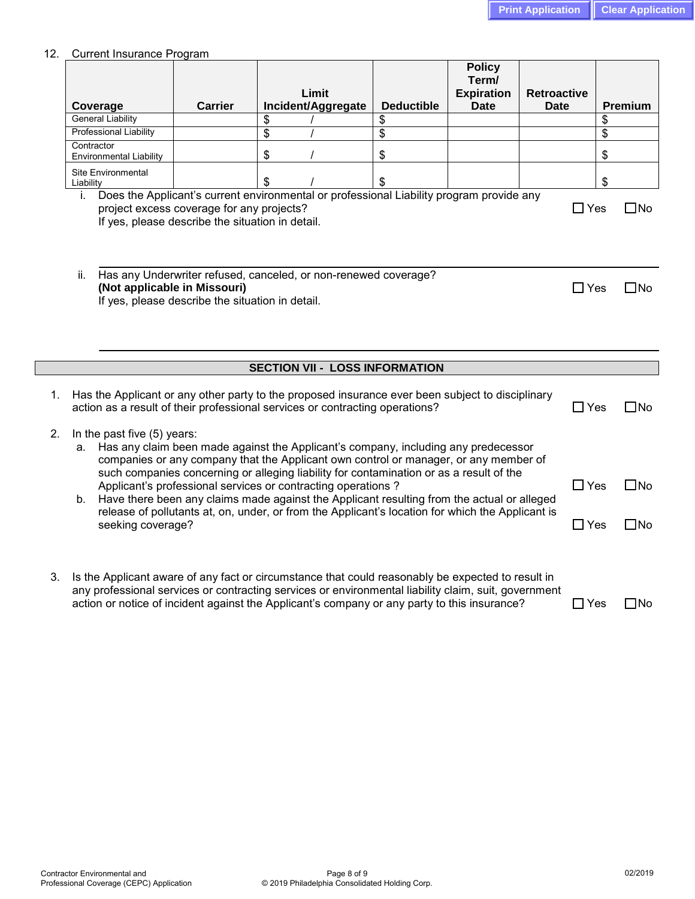12. Current Insurance Program

| Coverage | Carrier | Limit Incident/Aggregate | Deductible | Policy Term/ Expiration Date | Retroactive Date | Premium |
|---|---|---|---|---|---|---|
| General Liability | | $ / | $ | | | $ |
| Professional Liability | | $ / | $ | | | $ |
| Contractor Environmental Liability | | $ / | $ | | | $ |
| Site Environmental Liability | | $ / | $ | | | $ |

i. Does the Applicant's current environmental or professional Liability program provide any project excess coverage for any projects? ☐ Yes ☐ No
If yes, please describe the situation in detail.

ii. Has any Underwriter refused, canceled, or non-renewed coverage? **(Not applicable in Missouri)** ☐ Yes ☐ No
If yes, please describe the situation in detail.

## SECTION VII - LOSS INFORMATION

1. Has the Applicant or any other party to the proposed insurance ever been subject to disciplinary action as a result of their professional services or contracting operations? ☐ Yes ☐ No

2. In the past five (5) years:
   a. Has any claim been made against the Applicant's company, including any predecessor companies or any company that the Applicant own control or manager, or any member of such companies concerning or alleging liability for contamination or as a result of the Applicant's professional services or contracting operations ? ☐ Yes ☐ No
   b. Have there been any claims made against the Applicant resulting from the actual or alleged release of pollutants at, on, under, or from the Applicant's location for which the Applicant is seeking coverage? ☐ Yes ☐ No

3. Is the Applicant aware of any fact or circumstance that could reasonably be expected to result in any professional services or contracting services or environmental liability claim, suit, government action or notice of incident against the Applicant's company or any party to this insurance? ☐ Yes ☐ No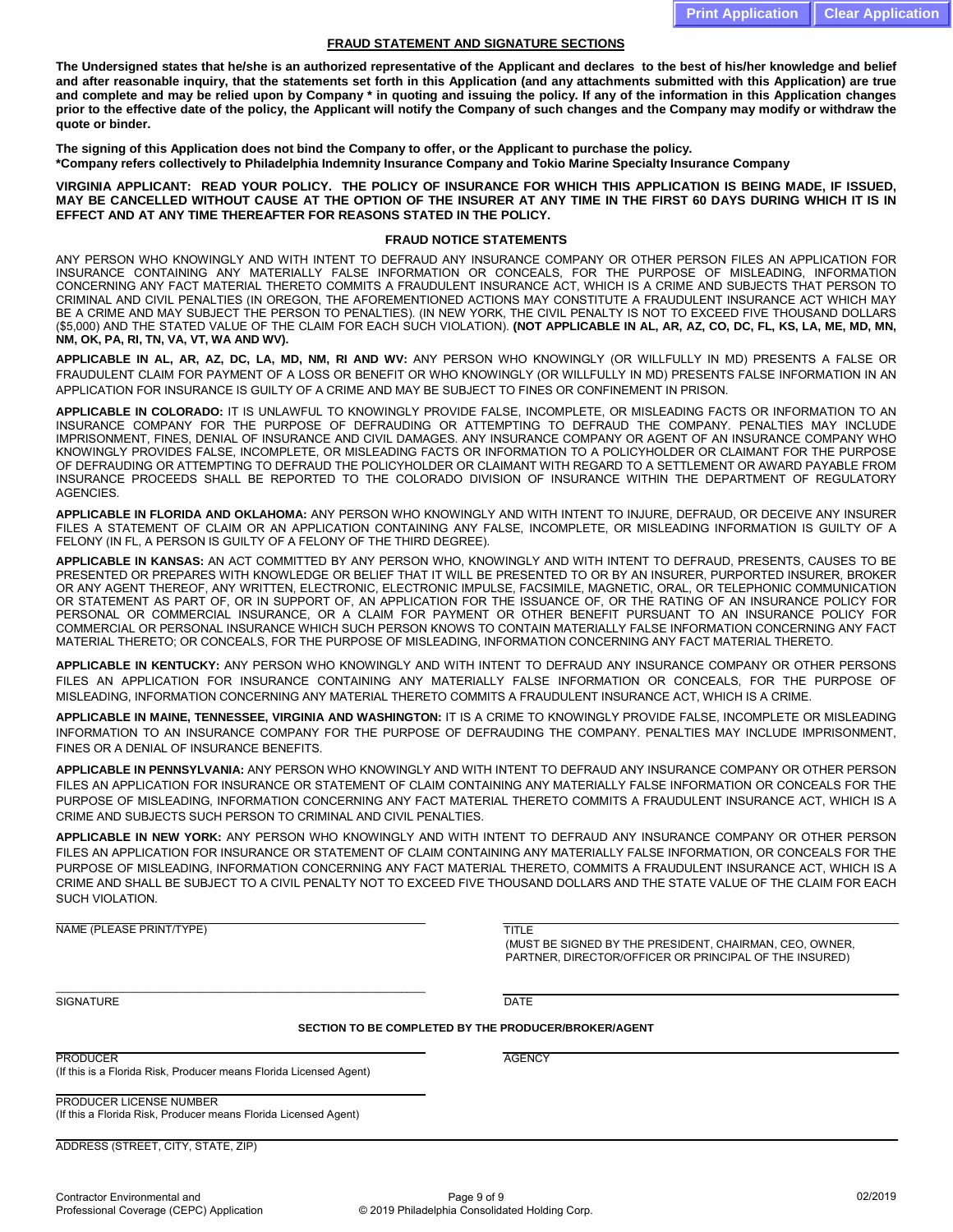## FRAUD STATEMENT AND SIGNATURE SECTIONS

**The Undersigned states that he/she is an authorized representative of the Applicant and declares to the best of his/her knowledge and belief and after reasonable inquiry, that the statements set forth in this Application (and any attachments submitted with this Application) are true and complete and may be relied upon by Company * in quoting and issuing the policy. If any of the information in this Application changes prior to the effective date of the policy, the Applicant will notify the Company of such changes and the Company may modify or withdraw the quote or binder.**

**The signing of this Application does not bind the Company to offer, or the Applicant to purchase the policy.**
**\*Company refers collectively to Philadelphia Indemnity Insurance Company and Tokio Marine Specialty Insurance Company**

**VIRGINIA APPLICANT: READ YOUR POLICY. THE POLICY OF INSURANCE FOR WHICH THIS APPLICATION IS BEING MADE, IF ISSUED, MAY BE CANCELLED WITHOUT CAUSE AT THE OPTION OF THE INSURER AT ANY TIME IN THE FIRST 60 DAYS DURING WHICH IT IS IN EFFECT AND AT ANY TIME THEREAFTER FOR REASONS STATED IN THE POLICY.**

### FRAUD NOTICE STATEMENTS

ANY PERSON WHO KNOWINGLY AND WITH INTENT TO DEFRAUD ANY INSURANCE COMPANY OR OTHER PERSON FILES AN APPLICATION FOR INSURANCE CONTAINING ANY MATERIALLY FALSE INFORMATION OR CONCEALS, FOR THE PURPOSE OF MISLEADING, INFORMATION CONCERNING ANY FACT MATERIAL THERETO COMMITS A FRAUDULENT INSURANCE ACT, WHICH IS A CRIME AND SUBJECTS THAT PERSON TO CRIMINAL AND CIVIL PENALTIES (IN OREGON, THE AFOREMENTIONED ACTIONS MAY CONSTITUTE A FRAUDULENT INSURANCE ACT WHICH MAY BE A CRIME AND MAY SUBJECT THE PERSON TO PENALTIES). (IN NEW YORK, THE CIVIL PENALTY IS NOT TO EXCEED FIVE THOUSAND DOLLARS ($5,000) AND THE STATED VALUE OF THE CLAIM FOR EACH SUCH VIOLATION). **(NOT APPLICABLE IN AL, AR, AZ, CO, DC, FL, KS, LA, ME, MD, MN, NM, OK, PA, RI, TN, VA, VT, WA AND WV).**

**APPLICABLE IN AL, AR, AZ, DC, LA, MD, NM, RI AND WV:** ANY PERSON WHO KNOWINGLY (OR WILLFULLY IN MD) PRESENTS A FALSE OR FRAUDULENT CLAIM FOR PAYMENT OF A LOSS OR BENEFIT OR WHO KNOWINGLY (OR WILLFULLY IN MD) PRESENTS FALSE INFORMATION IN AN APPLICATION FOR INSURANCE IS GUILTY OF A CRIME AND MAY BE SUBJECT TO FINES OR CONFINEMENT IN PRISON.

**APPLICABLE IN COLORADO:** IT IS UNLAWFUL TO KNOWINGLY PROVIDE FALSE, INCOMPLETE, OR MISLEADING FACTS OR INFORMATION TO AN INSURANCE COMPANY FOR THE PURPOSE OF DEFRAUDING OR ATTEMPTING TO DEFRAUD THE COMPANY. PENALTIES MAY INCLUDE IMPRISONMENT, FINES, DENIAL OF INSURANCE AND CIVIL DAMAGES. ANY INSURANCE COMPANY OR AGENT OF AN INSURANCE COMPANY WHO KNOWINGLY PROVIDES FALSE, INCOMPLETE, OR MISLEADING FACTS OR INFORMATION TO A POLICYHOLDER OR CLAIMANT FOR THE PURPOSE OF DEFRAUDING OR ATTEMPTING TO DEFRAUD THE POLICYHOLDER OR CLAIMANT WITH REGARD TO A SETTLEMENT OR AWARD PAYABLE FROM INSURANCE PROCEEDS SHALL BE REPORTED TO THE COLORADO DIVISION OF INSURANCE WITHIN THE DEPARTMENT OF REGULATORY AGENCIES.

**APPLICABLE IN FLORIDA AND OKLAHOMA:** ANY PERSON WHO KNOWINGLY AND WITH INTENT TO INJURE, DEFRAUD, OR DECEIVE ANY INSURER FILES A STATEMENT OF CLAIM OR AN APPLICATION CONTAINING ANY FALSE, INCOMPLETE, OR MISLEADING INFORMATION IS GUILTY OF A FELONY (IN FL, A PERSON IS GUILTY OF A FELONY OF THE THIRD DEGREE).

**APPLICABLE IN KANSAS:** AN ACT COMMITTED BY ANY PERSON WHO, KNOWINGLY AND WITH INTENT TO DEFRAUD, PRESENTS, CAUSES TO BE PRESENTED OR PREPARES WITH KNOWLEDGE OR BELIEF THAT IT WILL BE PRESENTED TO OR BY AN INSURER, PURPORTED INSURER, BROKER OR ANY AGENT THEREOF, ANY WRITTEN, ELECTRONIC, ELECTRONIC IMPULSE, FACSIMILE, MAGNETIC, ORAL, OR TELEPHONIC COMMUNICATION OR STATEMENT AS PART OF, OR IN SUPPORT OF, AN APPLICATION FOR THE ISSUANCE OF, OR THE RATING OF AN INSURANCE POLICY FOR PERSONAL OR COMMERCIAL INSURANCE, OR A CLAIM FOR PAYMENT OR OTHER BENEFIT PURSUANT TO AN INSURANCE POLICY FOR COMMERCIAL OR PERSONAL INSURANCE WHICH SUCH PERSON KNOWS TO CONTAIN MATERIALLY FALSE INFORMATION CONCERNING ANY FACT MATERIAL THERETO; OR CONCEALS, FOR THE PURPOSE OF MISLEADING, INFORMATION CONCERNING ANY FACT MATERIAL THERETO.

**APPLICABLE IN KENTUCKY:** ANY PERSON WHO KNOWINGLY AND WITH INTENT TO DEFRAUD ANY INSURANCE COMPANY OR OTHER PERSONS FILES AN APPLICATION FOR INSURANCE CONTAINING ANY MATERIALLY FALSE INFORMATION OR CONCEALS, FOR THE PURPOSE OF MISLEADING, INFORMATION CONCERNING ANY MATERIAL THERETO COMMITS A FRAUDULENT INSURANCE ACT, WHICH IS A CRIME.

**APPLICABLE IN MAINE, TENNESSEE, VIRGINIA AND WASHINGTON:** IT IS A CRIME TO KNOWINGLY PROVIDE FALSE, INCOMPLETE OR MISLEADING INFORMATION TO AN INSURANCE COMPANY FOR THE PURPOSE OF DEFRAUDING THE COMPANY. PENALTIES MAY INCLUDE IMPRISONMENT, FINES OR A DENIAL OF INSURANCE BENEFITS.

**APPLICABLE IN PENNSYLVANIA:** ANY PERSON WHO KNOWINGLY AND WITH INTENT TO DEFRAUD ANY INSURANCE COMPANY OR OTHER PERSON FILES AN APPLICATION FOR INSURANCE OR STATEMENT OF CLAIM CONTAINING ANY MATERIALLY FALSE INFORMATION OR CONCEALS FOR THE PURPOSE OF MISLEADING, INFORMATION CONCERNING ANY FACT MATERIAL THERETO COMMITS A FRAUDULENT INSURANCE ACT, WHICH IS A CRIME AND SUBJECTS SUCH PERSON TO CRIMINAL AND CIVIL PENALTIES.

**APPLICABLE IN NEW YORK:** ANY PERSON WHO KNOWINGLY AND WITH INTENT TO DEFRAUD ANY INSURANCE COMPANY OR OTHER PERSON FILES AN APPLICATION FOR INSURANCE OR STATEMENT OF CLAIM CONTAINING ANY MATERIALLY FALSE INFORMATION, OR CONCEALS FOR THE PURPOSE OF MISLEADING, INFORMATION CONCERNING ANY FACT MATERIAL THERETO, COMMITS A FRAUDULENT INSURANCE ACT, WHICH IS A CRIME AND SHALL BE SUBJECT TO A CIVIL PENALTY NOT TO EXCEED FIVE THOUSAND DOLLARS AND THE STATE VALUE OF THE CLAIM FOR EACH SUCH VIOLATION.

NAME (PLEASE PRINT/TYPE) ______________________

TITLE ______________________
(MUST BE SIGNED BY THE PRESIDENT, CHAIRMAN, CEO, OWNER, PARTNER, DIRECTOR/OFFICER OR PRINCIPAL OF THE INSURED)

SIGNATURE ______________________

DATE ______________________

**SECTION TO BE COMPLETED BY THE PRODUCER/BROKER/AGENT**

PRODUCER ______________________
(If this is a Florida Risk, Producer means Florida Licensed Agent)

AGENCY ______________________

PRODUCER LICENSE NUMBER ______________________
(If this a Florida Risk, Producer means Florida Licensed Agent)

ADDRESS (STREET, CITY, STATE, ZIP) ______________________